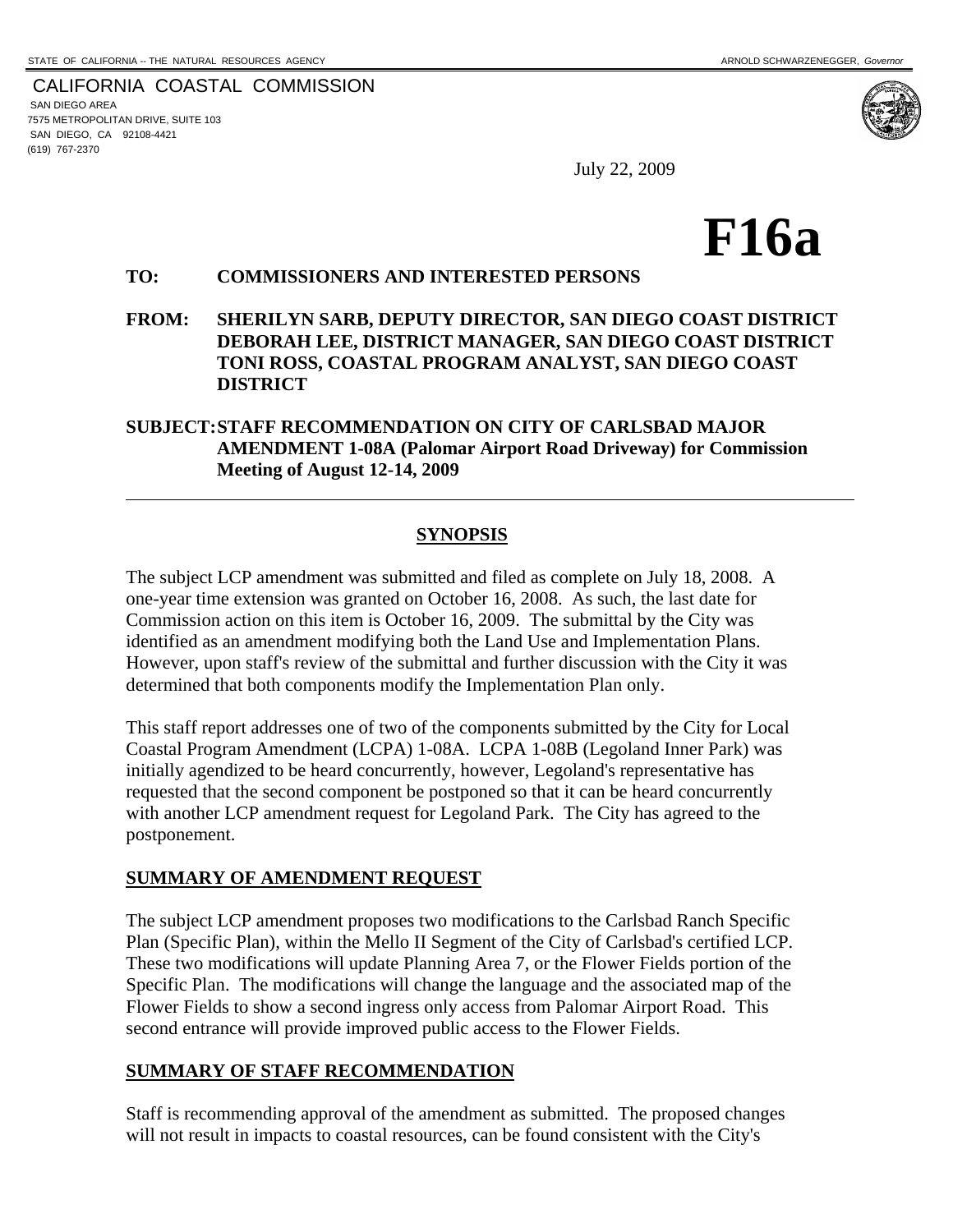STATE OF CALIFORNIA -- THE NATURAL RESOURCES AGENCY ARNOLD SCHWARZENEGGER, *Governor*

CALIFORNIA COASTAL COMMISSION
SAN DIEGO AREA
7575 METROPOLITAN DRIVE, SUITE 103
SAN DIEGO, CA 92108-4421
(619) 767-2370

July 22, 2009

# F16a

**TO: COMMISSIONERS AND INTERESTED PERSONS**

**FROM: SHERILYN SARB, DEPUTY DIRECTOR, SAN DIEGO COAST DISTRICT
DEBORAH LEE, DISTRICT MANAGER, SAN DIEGO COAST DISTRICT
TONI ROSS, COASTAL PROGRAM ANALYST, SAN DIEGO COAST DISTRICT**

**SUBJECT: STAFF RECOMMENDATION ON CITY OF CARLSBAD MAJOR AMENDMENT 1-08A (Palomar Airport Road Driveway) for Commission Meeting of August 12-14, 2009**

---

## SYNOPSIS

The subject LCP amendment was submitted and filed as complete on July 18, 2008. A one-year time extension was granted on October 16, 2008. As such, the last date for Commission action on this item is October 16, 2009. The submittal by the City was identified as an amendment modifying both the Land Use and Implementation Plans. However, upon staff's review of the submittal and further discussion with the City it was determined that both components modify the Implementation Plan only.

This staff report addresses one of two of the components submitted by the City for Local Coastal Program Amendment (LCPA) 1-08A. LCPA 1-08B (Legoland Inner Park) was initially agendized to be heard concurrently, however, Legoland's representative has requested that the second component be postponed so that it can be heard concurrently with another LCP amendment request for Legoland Park. The City has agreed to the postponement.

## SUMMARY OF AMENDMENT REQUEST

The subject LCP amendment proposes two modifications to the Carlsbad Ranch Specific Plan (Specific Plan), within the Mello II Segment of the City of Carlsbad's certified LCP. These two modifications will update Planning Area 7, or the Flower Fields portion of the Specific Plan. The modifications will change the language and the associated map of the Flower Fields to show a second ingress only access from Palomar Airport Road. This second entrance will provide improved public access to the Flower Fields.

## SUMMARY OF STAFF RECOMMENDATION

Staff is recommending approval of the amendment as submitted. The proposed changes will not result in impacts to coastal resources, can be found consistent with the City's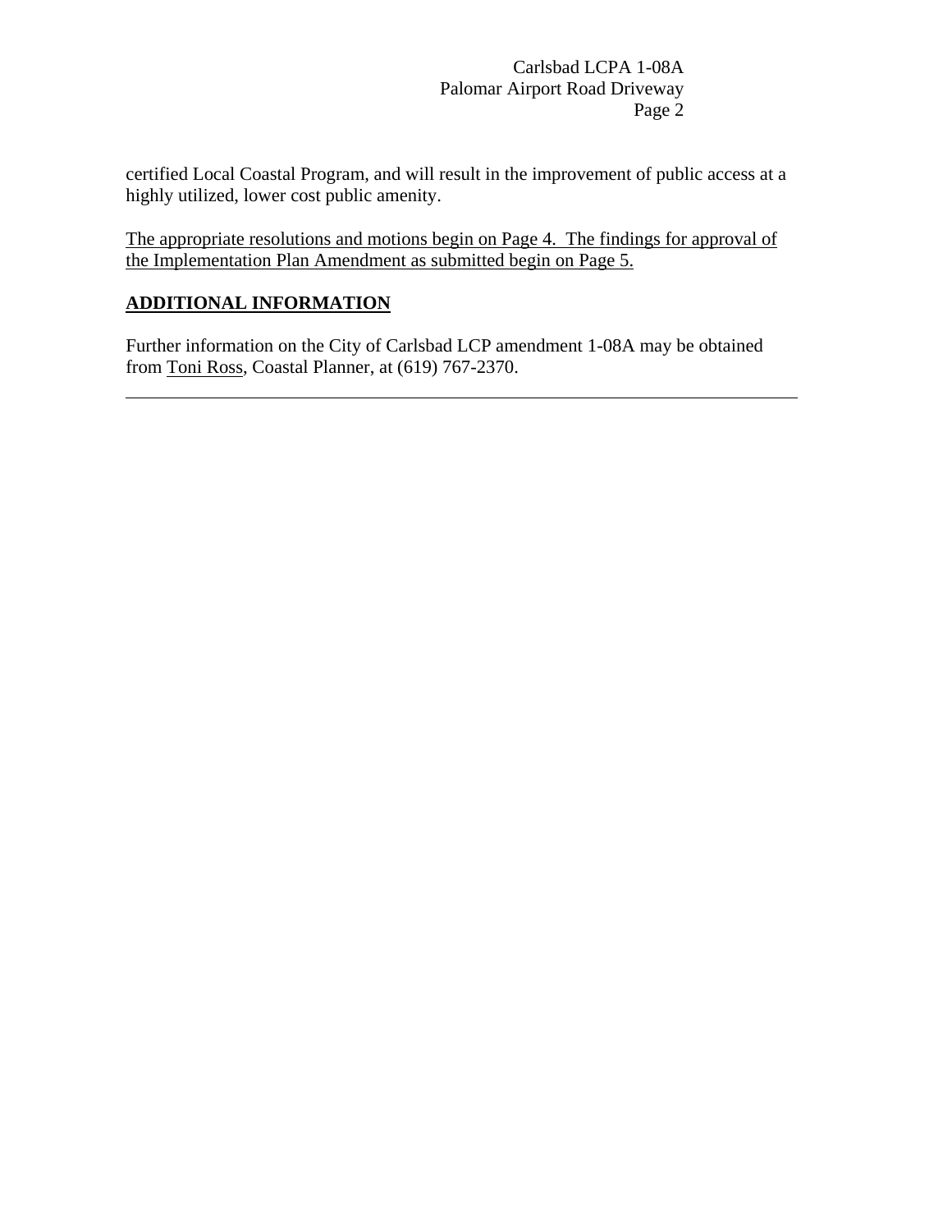certified Local Coastal Program, and will result in the improvement of public access at a highly utilized, lower cost public amenity.

<u>The appropriate resolutions and motions begin on Page 4. The findings for approval of the Implementation Plan Amendment as submitted begin on Page 5.</u>

## ADDITIONAL INFORMATION

Further information on the City of Carlsbad LCP amendment 1-08A may be obtained from <u>Toni Ross</u>, Coastal Planner, at (619) 767-2370.

---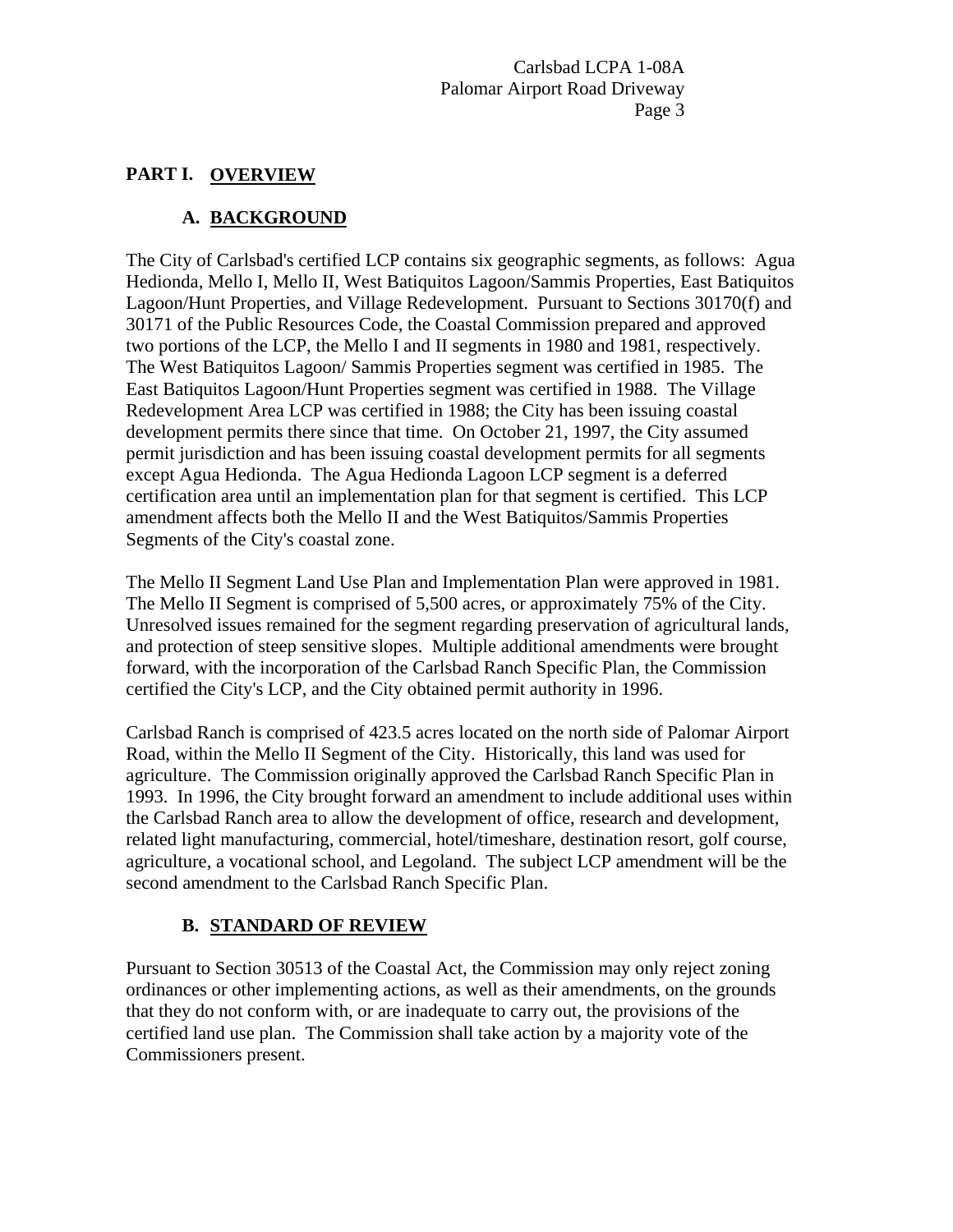# PART I. OVERVIEW

## A. BACKGROUND

The City of Carlsbad's certified LCP contains six geographic segments, as follows: Agua Hedionda, Mello I, Mello II, West Batiquitos Lagoon/Sammis Properties, East Batiquitos Lagoon/Hunt Properties, and Village Redevelopment. Pursuant to Sections 30170(f) and 30171 of the Public Resources Code, the Coastal Commission prepared and approved two portions of the LCP, the Mello I and II segments in 1980 and 1981, respectively. The West Batiquitos Lagoon/ Sammis Properties segment was certified in 1985. The East Batiquitos Lagoon/Hunt Properties segment was certified in 1988. The Village Redevelopment Area LCP was certified in 1988; the City has been issuing coastal development permits there since that time. On October 21, 1997, the City assumed permit jurisdiction and has been issuing coastal development permits for all segments except Agua Hedionda. The Agua Hedionda Lagoon LCP segment is a deferred certification area until an implementation plan for that segment is certified. This LCP amendment affects both the Mello II and the West Batiquitos/Sammis Properties Segments of the City's coastal zone.

The Mello II Segment Land Use Plan and Implementation Plan were approved in 1981. The Mello II Segment is comprised of 5,500 acres, or approximately 75% of the City. Unresolved issues remained for the segment regarding preservation of agricultural lands, and protection of steep sensitive slopes. Multiple additional amendments were brought forward, with the incorporation of the Carlsbad Ranch Specific Plan, the Commission certified the City's LCP, and the City obtained permit authority in 1996.

Carlsbad Ranch is comprised of 423.5 acres located on the north side of Palomar Airport Road, within the Mello II Segment of the City. Historically, this land was used for agriculture. The Commission originally approved the Carlsbad Ranch Specific Plan in 1993. In 1996, the City brought forward an amendment to include additional uses within the Carlsbad Ranch area to allow the development of office, research and development, related light manufacturing, commercial, hotel/timeshare, destination resort, golf course, agriculture, a vocational school, and Legoland. The subject LCP amendment will be the second amendment to the Carlsbad Ranch Specific Plan.

## B. STANDARD OF REVIEW

Pursuant to Section 30513 of the Coastal Act, the Commission may only reject zoning ordinances or other implementing actions, as well as their amendments, on the grounds that they do not conform with, or are inadequate to carry out, the provisions of the certified land use plan. The Commission shall take action by a majority vote of the Commissioners present.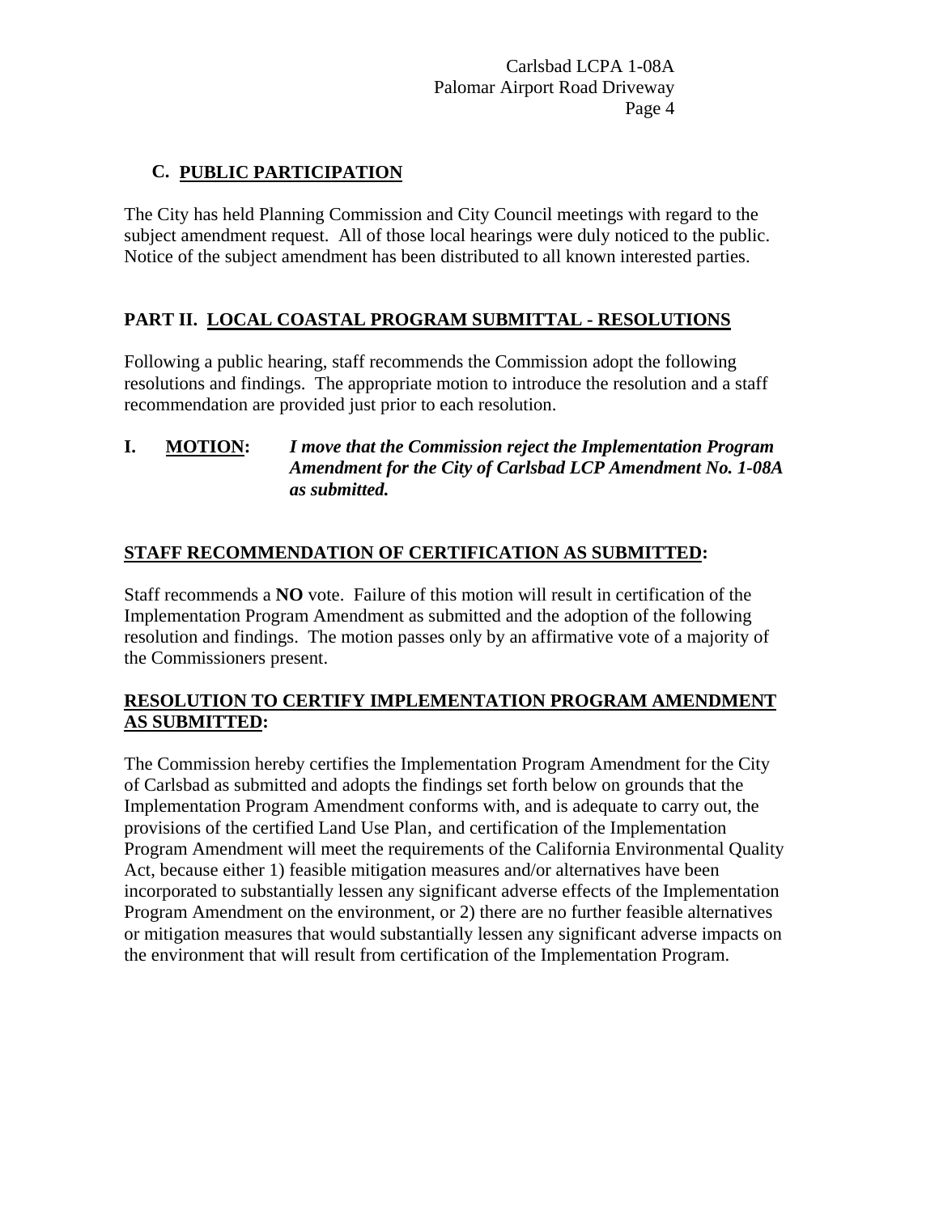## C. PUBLIC PARTICIPATION

The City has held Planning Commission and City Council meetings with regard to the subject amendment request. All of those local hearings were duly noticed to the public. Notice of the subject amendment has been distributed to all known interested parties.

## PART II. LOCAL COASTAL PROGRAM SUBMITTAL - RESOLUTIONS

Following a public hearing, staff recommends the Commission adopt the following resolutions and findings. The appropriate motion to introduce the resolution and a staff recommendation are provided just prior to each resolution.

**I. MOTION:** ***I move that the Commission reject the Implementation Program Amendment for the City of Carlsbad LCP Amendment No. 1-08A as submitted.***

**STAFF RECOMMENDATION OF CERTIFICATION AS SUBMITTED:**

Staff recommends a **NO** vote. Failure of this motion will result in certification of the Implementation Program Amendment as submitted and the adoption of the following resolution and findings. The motion passes only by an affirmative vote of a majority of the Commissioners present.

**RESOLUTION TO CERTIFY IMPLEMENTATION PROGRAM AMENDMENT AS SUBMITTED:**

The Commission hereby certifies the Implementation Program Amendment for the City of Carlsbad as submitted and adopts the findings set forth below on grounds that the Implementation Program Amendment conforms with, and is adequate to carry out, the provisions of the certified Land Use Plan, and certification of the Implementation Program Amendment will meet the requirements of the California Environmental Quality Act, because either 1) feasible mitigation measures and/or alternatives have been incorporated to substantially lessen any significant adverse effects of the Implementation Program Amendment on the environment, or 2) there are no further feasible alternatives or mitigation measures that would substantially lessen any significant adverse impacts on the environment that will result from certification of the Implementation Program.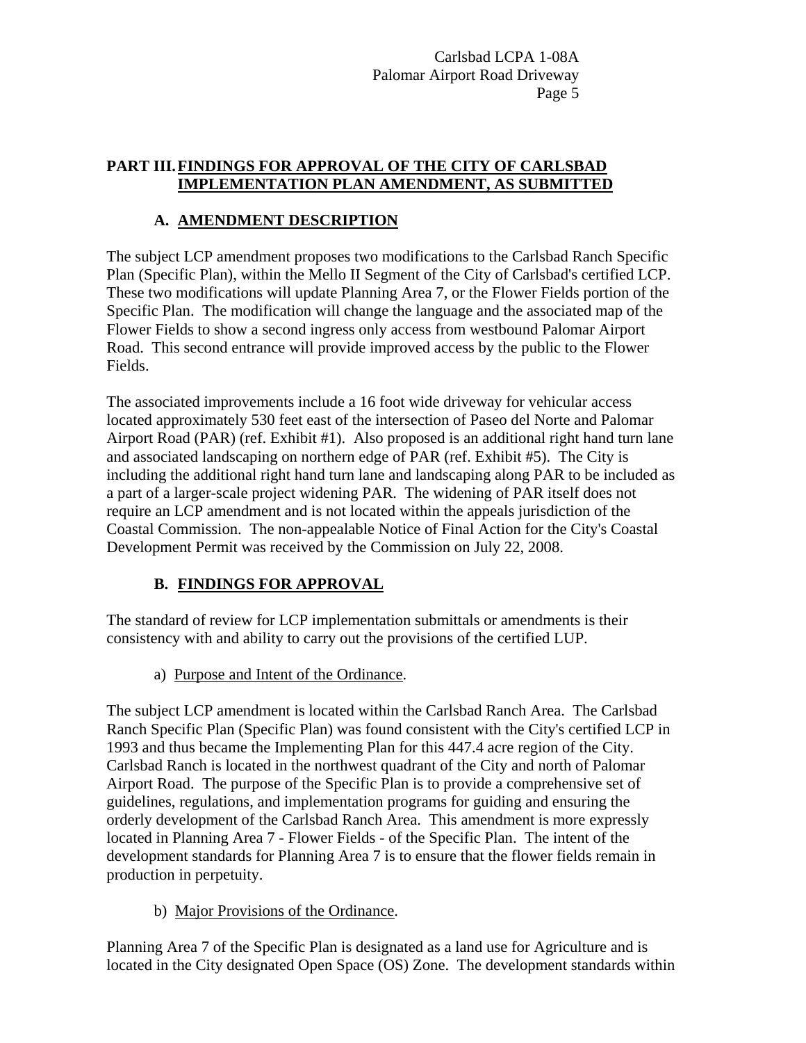## PART III. FINDINGS FOR APPROVAL OF THE CITY OF CARLSBAD IMPLEMENTATION PLAN AMENDMENT, AS SUBMITTED

### A. AMENDMENT DESCRIPTION

The subject LCP amendment proposes two modifications to the Carlsbad Ranch Specific Plan (Specific Plan), within the Mello II Segment of the City of Carlsbad's certified LCP. These two modifications will update Planning Area 7, or the Flower Fields portion of the Specific Plan. The modification will change the language and the associated map of the Flower Fields to show a second ingress only access from westbound Palomar Airport Road. This second entrance will provide improved access by the public to the Flower Fields.

The associated improvements include a 16 foot wide driveway for vehicular access located approximately 530 feet east of the intersection of Paseo del Norte and Palomar Airport Road (PAR) (ref. Exhibit #1). Also proposed is an additional right hand turn lane and associated landscaping on northern edge of PAR (ref. Exhibit #5). The City is including the additional right hand turn lane and landscaping along PAR to be included as a part of a larger-scale project widening PAR. The widening of PAR itself does not require an LCP amendment and is not located within the appeals jurisdiction of the Coastal Commission. The non-appealable Notice of Final Action for the City's Coastal Development Permit was received by the Commission on July 22, 2008.

### B. FINDINGS FOR APPROVAL

The standard of review for LCP implementation submittals or amendments is their consistency with and ability to carry out the provisions of the certified LUP.

a) Purpose and Intent of the Ordinance.

The subject LCP amendment is located within the Carlsbad Ranch Area. The Carlsbad Ranch Specific Plan (Specific Plan) was found consistent with the City's certified LCP in 1993 and thus became the Implementing Plan for this 447.4 acre region of the City. Carlsbad Ranch is located in the northwest quadrant of the City and north of Palomar Airport Road. The purpose of the Specific Plan is to provide a comprehensive set of guidelines, regulations, and implementation programs for guiding and ensuring the orderly development of the Carlsbad Ranch Area. This amendment is more expressly located in Planning Area 7 - Flower Fields - of the Specific Plan. The intent of the development standards for Planning Area 7 is to ensure that the flower fields remain in production in perpetuity.

b) Major Provisions of the Ordinance.

Planning Area 7 of the Specific Plan is designated as a land use for Agriculture and is located in the City designated Open Space (OS) Zone. The development standards within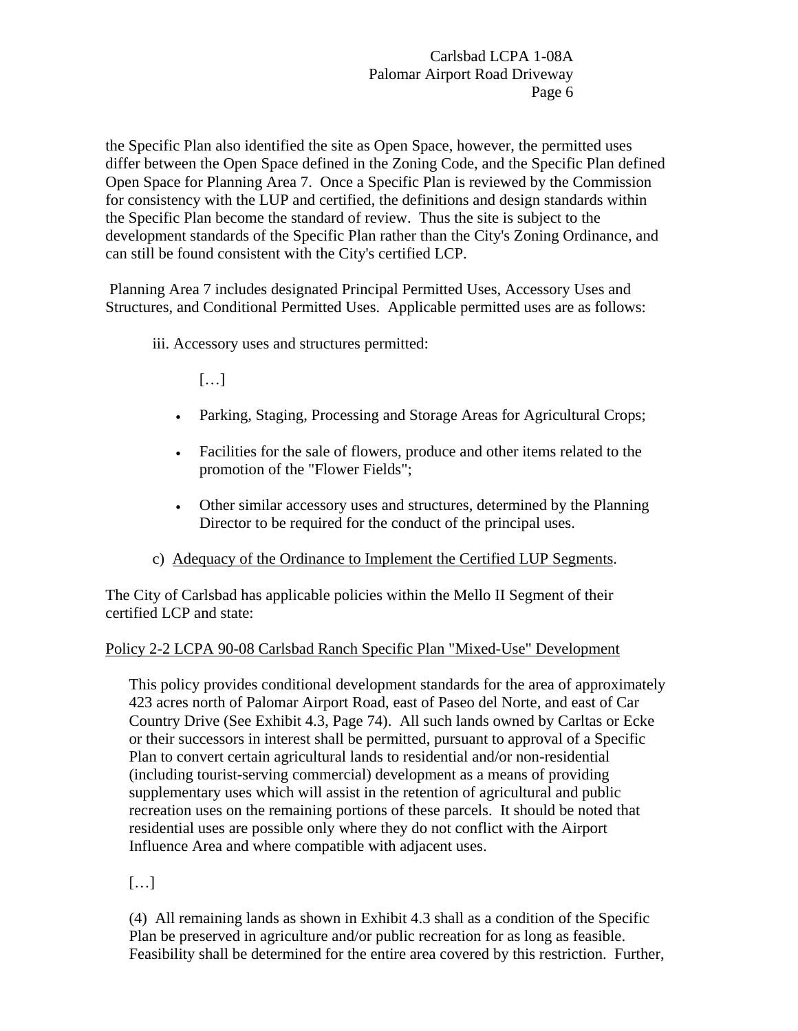the Specific Plan also identified the site as Open Space, however, the permitted uses differ between the Open Space defined in the Zoning Code, and the Specific Plan defined Open Space for Planning Area 7. Once a Specific Plan is reviewed by the Commission for consistency with the LUP and certified, the definitions and design standards within the Specific Plan become the standard of review. Thus the site is subject to the development standards of the Specific Plan rather than the City's Zoning Ordinance, and can still be found consistent with the City's certified LCP.

Planning Area 7 includes designated Principal Permitted Uses, Accessory Uses and Structures, and Conditional Permitted Uses. Applicable permitted uses are as follows:

iii. Accessory uses and structures permitted:

[…]

- Parking, Staging, Processing and Storage Areas for Agricultural Crops;
- Facilities for the sale of flowers, produce and other items related to the promotion of the "Flower Fields";
- Other similar accessory uses and structures, determined by the Planning Director to be required for the conduct of the principal uses.

c) <u>Adequacy of the Ordinance to Implement the Certified LUP Segments</u>.

The City of Carlsbad has applicable policies within the Mello II Segment of their certified LCP and state:

<u>Policy 2-2 LCPA 90-08 Carlsbad Ranch Specific Plan "Mixed-Use" Development</u>

> This policy provides conditional development standards for the area of approximately 423 acres north of Palomar Airport Road, east of Paseo del Norte, and east of Car Country Drive (See Exhibit 4.3, Page 74). All such lands owned by Carltas or Ecke or their successors in interest shall be permitted, pursuant to approval of a Specific Plan to convert certain agricultural lands to residential and/or non-residential (including tourist-serving commercial) development as a means of providing supplementary uses which will assist in the retention of agricultural and public recreation uses on the remaining portions of these parcels. It should be noted that residential uses are possible only where they do not conflict with the Airport Influence Area and where compatible with adjacent uses.
>
> […]
>
> (4) All remaining lands as shown in Exhibit 4.3 shall as a condition of the Specific Plan be preserved in agriculture and/or public recreation for as long as feasible. Feasibility shall be determined for the entire area covered by this restriction. Further,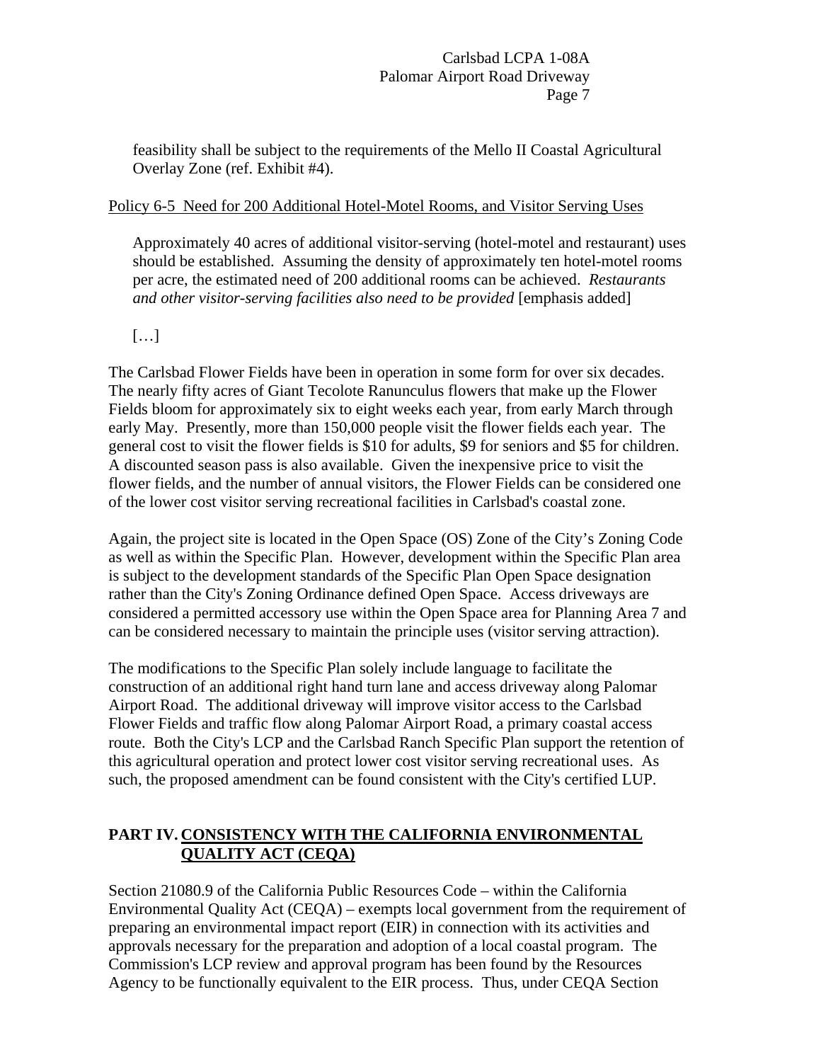feasibility shall be subject to the requirements of the Mello II Coastal Agricultural Overlay Zone (ref. Exhibit #4).

<u>Policy 6-5 Need for 200 Additional Hotel-Motel Rooms, and Visitor Serving Uses</u>

> Approximately 40 acres of additional visitor-serving (hotel-motel and restaurant) uses should be established. Assuming the density of approximately ten hotel-motel rooms per acre, the estimated need of 200 additional rooms can be achieved. *Restaurants and other visitor-serving facilities also need to be provided* [emphasis added]
>
> […]

The Carlsbad Flower Fields have been in operation in some form for over six decades. The nearly fifty acres of Giant Tecolote Ranunculus flowers that make up the Flower Fields bloom for approximately six to eight weeks each year, from early March through early May. Presently, more than 150,000 people visit the flower fields each year. The general cost to visit the flower fields is $10 for adults, $9 for seniors and $5 for children. A discounted season pass is also available. Given the inexpensive price to visit the flower fields, and the number of annual visitors, the Flower Fields can be considered one of the lower cost visitor serving recreational facilities in Carlsbad's coastal zone.

Again, the project site is located in the Open Space (OS) Zone of the City's Zoning Code as well as within the Specific Plan. However, development within the Specific Plan area is subject to the development standards of the Specific Plan Open Space designation rather than the City's Zoning Ordinance defined Open Space. Access driveways are considered a permitted accessory use within the Open Space area for Planning Area 7 and can be considered necessary to maintain the principle uses (visitor serving attraction).

The modifications to the Specific Plan solely include language to facilitate the construction of an additional right hand turn lane and access driveway along Palomar Airport Road. The additional driveway will improve visitor access to the Carlsbad Flower Fields and traffic flow along Palomar Airport Road, a primary coastal access route. Both the City's LCP and the Carlsbad Ranch Specific Plan support the retention of this agricultural operation and protect lower cost visitor serving recreational uses. As such, the proposed amendment can be found consistent with the City's certified LUP.

## PART IV. <u>CONSISTENCY WITH THE CALIFORNIA ENVIRONMENTAL QUALITY ACT (CEQA)</u>

Section 21080.9 of the California Public Resources Code – within the California Environmental Quality Act (CEQA) – exempts local government from the requirement of preparing an environmental impact report (EIR) in connection with its activities and approvals necessary for the preparation and adoption of a local coastal program. The Commission's LCP review and approval program has been found by the Resources Agency to be functionally equivalent to the EIR process. Thus, under CEQA Section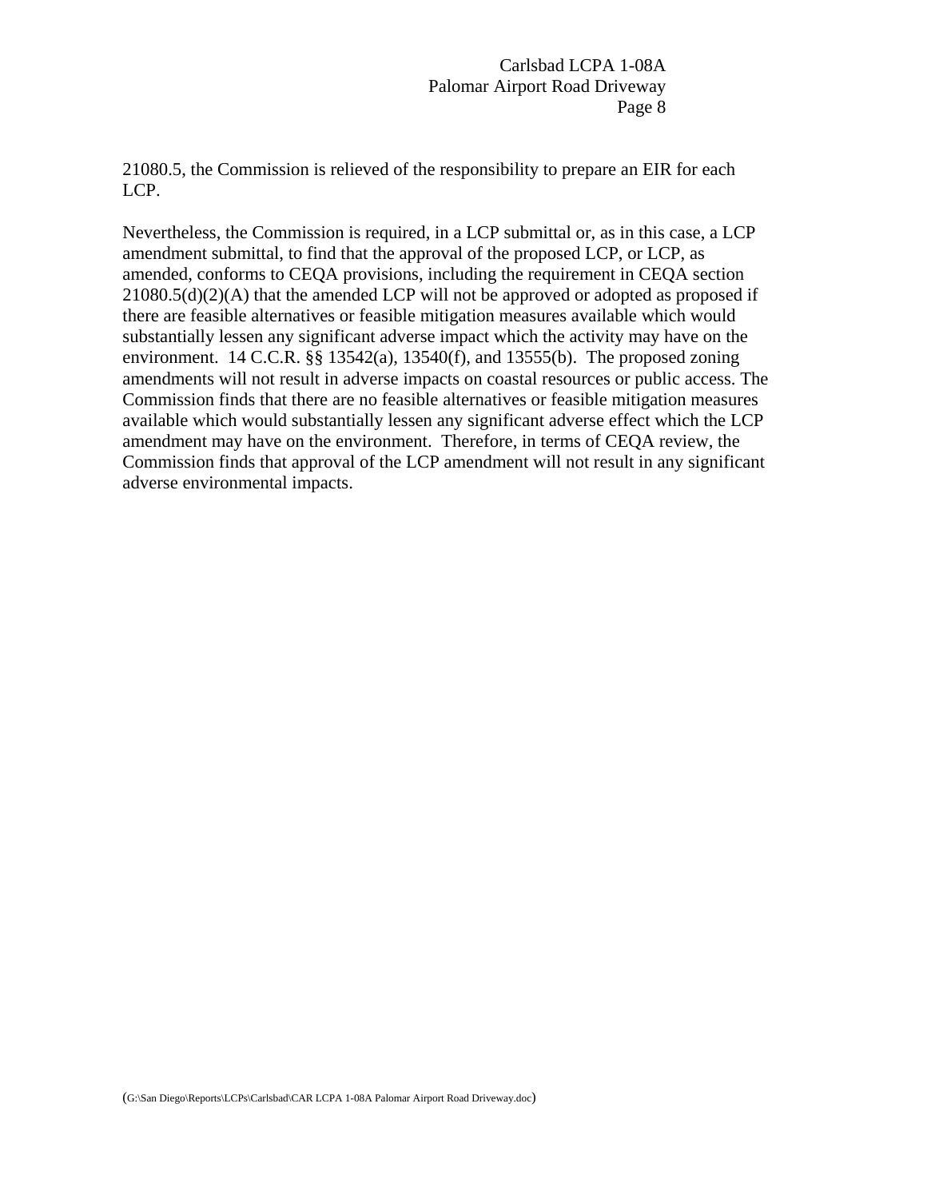21080.5, the Commission is relieved of the responsibility to prepare an EIR for each LCP.

Nevertheless, the Commission is required, in a LCP submittal or, as in this case, a LCP amendment submittal, to find that the approval of the proposed LCP, or LCP, as amended, conforms to CEQA provisions, including the requirement in CEQA section 21080.5(d)(2)(A) that the amended LCP will not be approved or adopted as proposed if there are feasible alternatives or feasible mitigation measures available which would substantially lessen any significant adverse impact which the activity may have on the environment. 14 C.C.R. §§ 13542(a), 13540(f), and 13555(b). The proposed zoning amendments will not result in adverse impacts on coastal resources or public access. The Commission finds that there are no feasible alternatives or feasible mitigation measures available which would substantially lessen any significant adverse effect which the LCP amendment may have on the environment. Therefore, in terms of CEQA review, the Commission finds that approval of the LCP amendment will not result in any significant adverse environmental impacts.

(G:\San Diego\Reports\LCPs\Carlsbad\CAR LCPA 1-08A Palomar Airport Road Driveway.doc)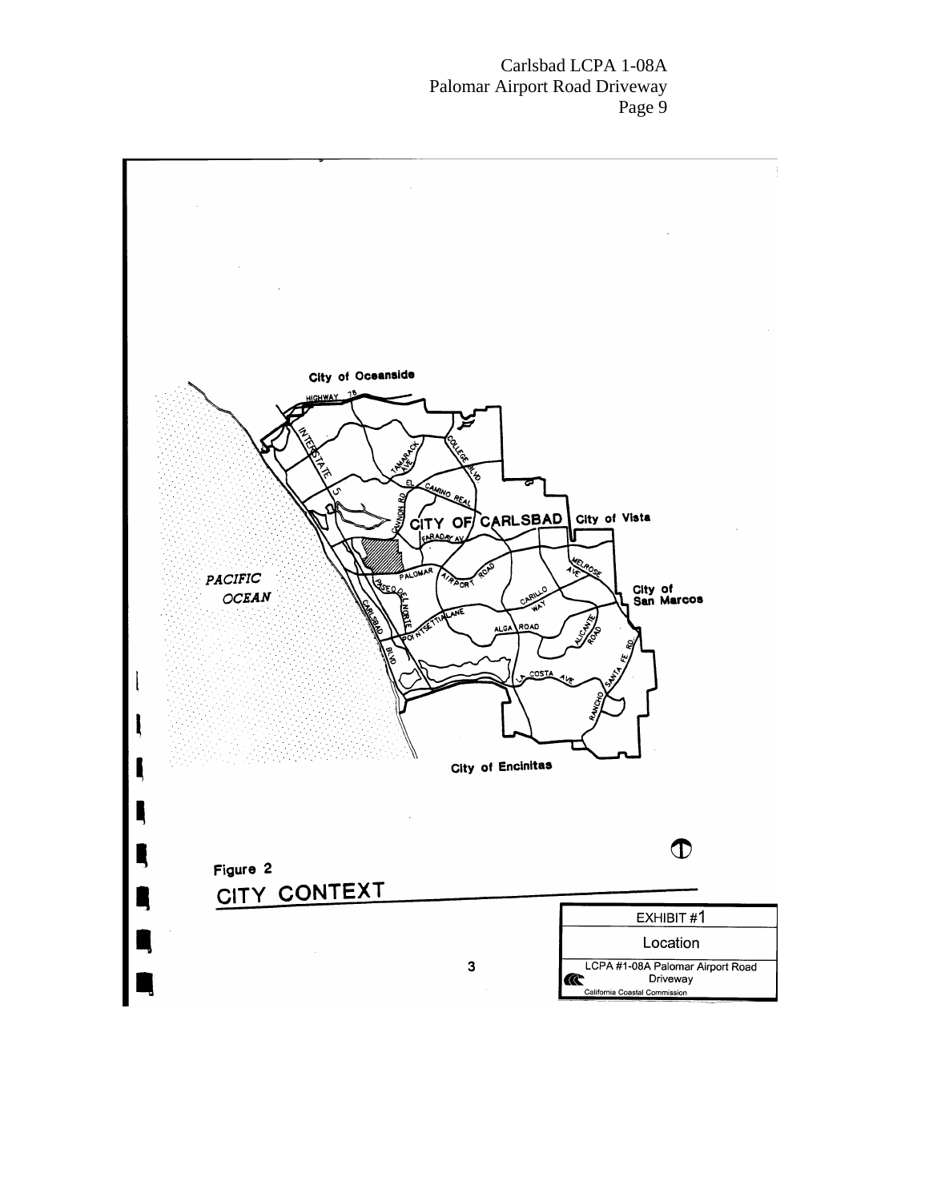City of Oceanside

HIGHWAY 78

INTERSTATE 5

TAMARACK AVE

COLLEGE BLVD

EL CAMINO REAL

CANNON RD

CITY OF CARLSBAD

City of Vista

FARADAY AV

PALOMAR AIRPORT ROAD

MELROSE AVE

PACIFIC OCEAN

City of San Marcos

PASEO DEL NORTE

CARILLO WAY

CARLSBAD BLVD

POINSETTIA LANE

ALGA ROAD

ALICANTE ROAD

LA COSTA AVE

SANTA FE RD

RANCHO

City of Encinitas

Figure 2

CITY CONTEXT

3

EXHIBIT #1

Location

LCPA #1-08A Palomar Airport Road Driveway

California Coastal Commission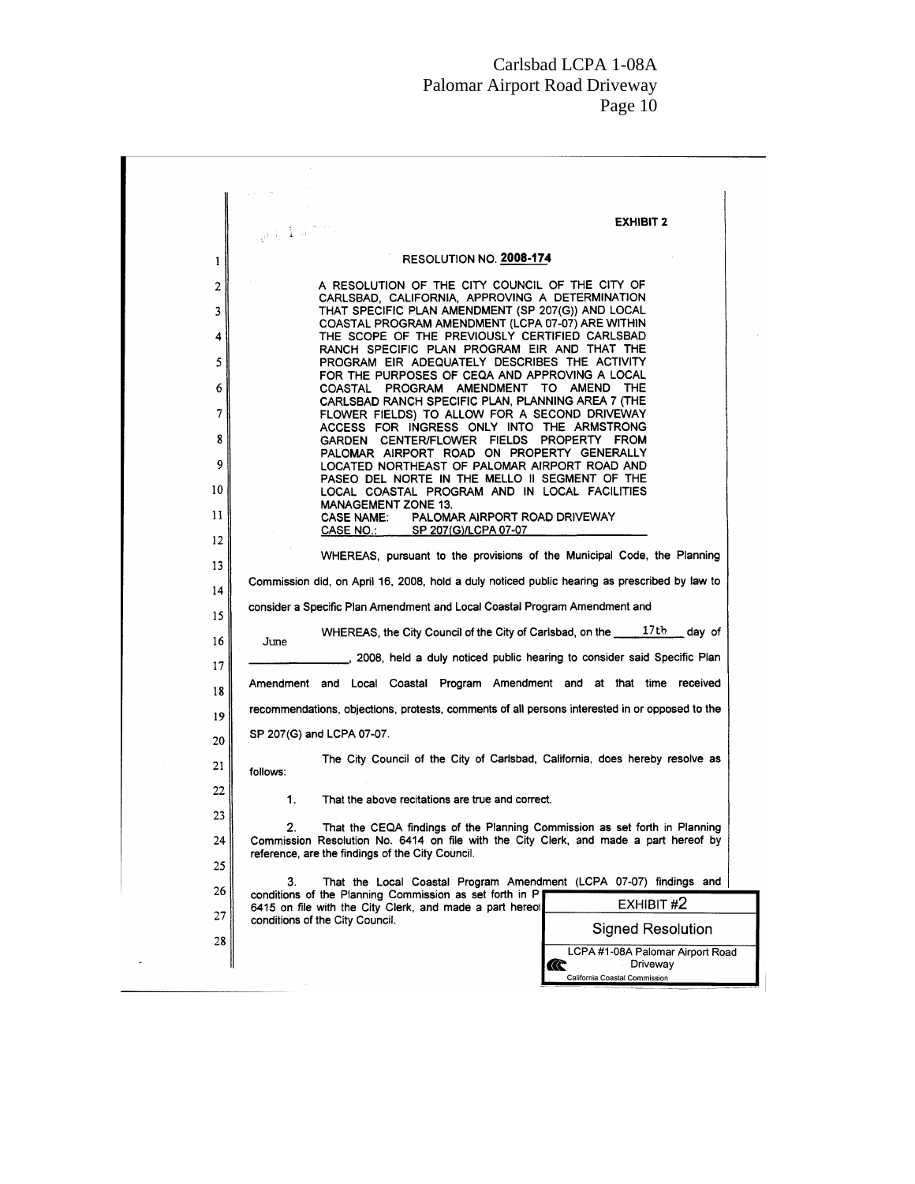**EXHIBIT 2**

RESOLUTION NO. **2008-174**

A RESOLUTION OF THE CITY COUNCIL OF THE CITY OF CARLSBAD, CALIFORNIA, APPROVING A DETERMINATION THAT SPECIFIC PLAN AMENDMENT (SP 207(G)) AND LOCAL COASTAL PROGRAM AMENDMENT (LCPA 07-07) ARE WITHIN THE SCOPE OF THE PREVIOUSLY CERTIFIED CARLSBAD RANCH SPECIFIC PLAN PROGRAM EIR AND THAT THE PROGRAM EIR ADEQUATELY DESCRIBES THE ACTIVITY FOR THE PURPOSES OF CEQA AND APPROVING A LOCAL COASTAL PROGRAM AMENDMENT TO AMEND THE CARLSBAD RANCH SPECIFIC PLAN, PLANNING AREA 7 (THE FLOWER FIELDS) TO ALLOW FOR A SECOND DRIVEWAY ACCESS FOR INGRESS ONLY INTO THE ARMSTRONG GARDEN CENTER/FLOWER FIELDS PROPERTY FROM PALOMAR AIRPORT ROAD ON PROPERTY GENERALLY LOCATED NORTHEAST OF PALOMAR AIRPORT ROAD AND PASEO DEL NORTE IN THE MELLO II SEGMENT OF THE LOCAL COASTAL PROGRAM AND IN LOCAL FACILITIES MANAGEMENT ZONE 13.
CASE NAME: PALOMAR AIRPORT ROAD DRIVEWAY
CASE NO.: SP 207(G)/LCPA 07-07

WHEREAS, pursuant to the provisions of the Municipal Code, the Planning Commission did, on April 16, 2008, hold a duly noticed public hearing as prescribed by law to consider a Specific Plan Amendment and Local Coastal Program Amendment and

WHEREAS, the City Council of the City of Carlsbad, on the 17th day of June, 2008, held a duly noticed public hearing to consider said Specific Plan Amendment and Local Coastal Program Amendment and at that time received recommendations, objections, protests, comments of all persons interested in or opposed to the SP 207(G) and LCPA 07-07.

The City Council of the City of Carlsbad, California, does hereby resolve as follows:

1. That the above recitations are true and correct.

2. That the CEQA findings of the Planning Commission as set forth in Planning Commission Resolution No. 6414 on file with the City Clerk, and made a part hereof by reference, are the findings of the City Council.

3. That the Local Coastal Program Amendment (LCPA 07-07) findings and conditions of the Planning Commission as set forth in P[...] 6415 on file with the City Clerk, and made a part hereo[f ...] conditions of the City Council.

EXHIBIT #2
Signed Resolution
LCPA #1-08A Palomar Airport Road Driveway
California Coastal Commission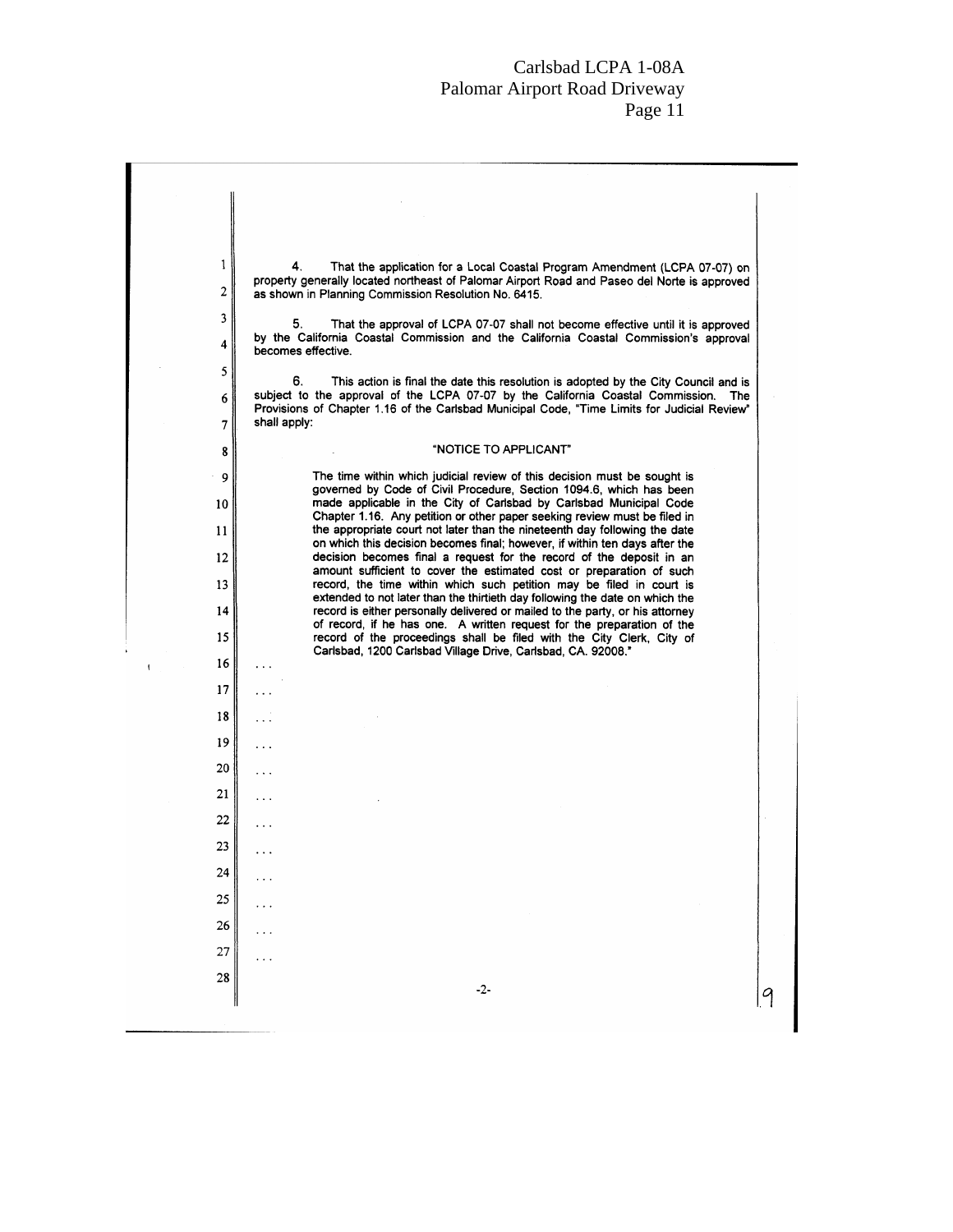4. That the application for a Local Coastal Program Amendment (LCPA 07-07) on property generally located northeast of Palomar Airport Road and Paseo del Norte is approved as shown in Planning Commission Resolution No. 6415.

5. That the approval of LCPA 07-07 shall not become effective until it is approved by the California Coastal Commission and the California Coastal Commission's approval becomes effective.

6. This action is final the date this resolution is adopted by the City Council and is subject to the approval of the LCPA 07-07 by the California Coastal Commission. The Provisions of Chapter 1.16 of the Carlsbad Municipal Code, "Time Limits for Judicial Review" shall apply:

"NOTICE TO APPLICANT"

The time within which judicial review of this decision must be sought is governed by Code of Civil Procedure, Section 1094.6, which has been made applicable in the City of Carlsbad by Carlsbad Municipal Code Chapter 1.16. Any petition or other paper seeking review must be filed in the appropriate court not later than the nineteenth day following the date on which this decision becomes final; however, if within ten days after the decision becomes final a request for the record of the deposit in an amount sufficient to cover the estimated cost or preparation of such record, the time within which such petition may be filed in court is extended to not later than the thirtieth day following the date on which the record is either personally delivered or mailed to the party, or his attorney of record, if he has one. A written request for the preparation of the record of the proceedings shall be filed with the City Clerk, City of Carlsbad, 1200 Carlsbad Village Drive, Carlsbad, CA. 92008."

...

...

...

...

...

...

...

...

...

...

...

...

-2-

9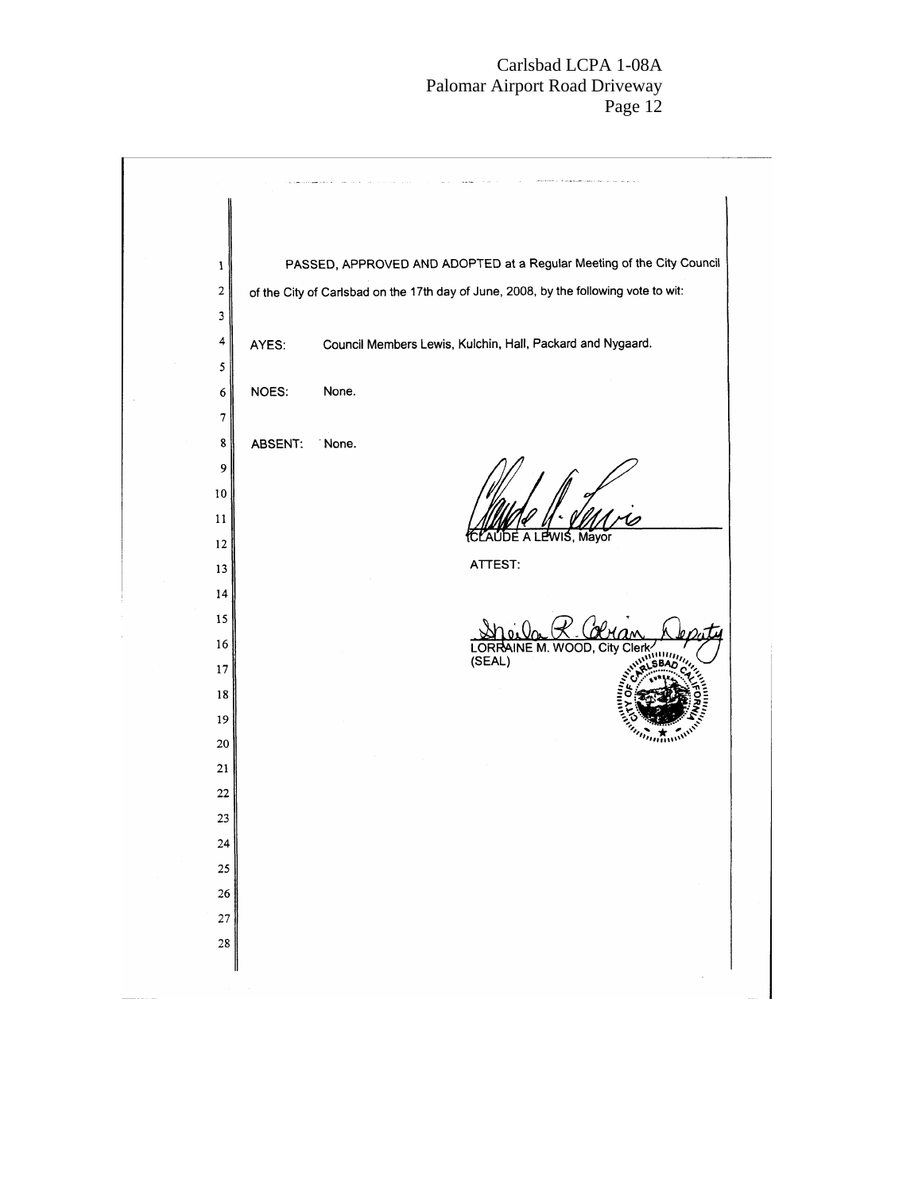PASSED, APPROVED AND ADOPTED at a Regular Meeting of the City Council of the City of Carlsbad on the 17th day of June, 2008, by the following vote to wit:

AYES: Council Members Lewis, Kulchin, Hall, Packard and Nygaard.

NOES: None.

ABSENT: None.

CLAUDE A LEWIS, Mayor

ATTEST:

Sheila R. Cobian, Deputy

LORRAINE M. WOOD, City Clerk

(SEAL)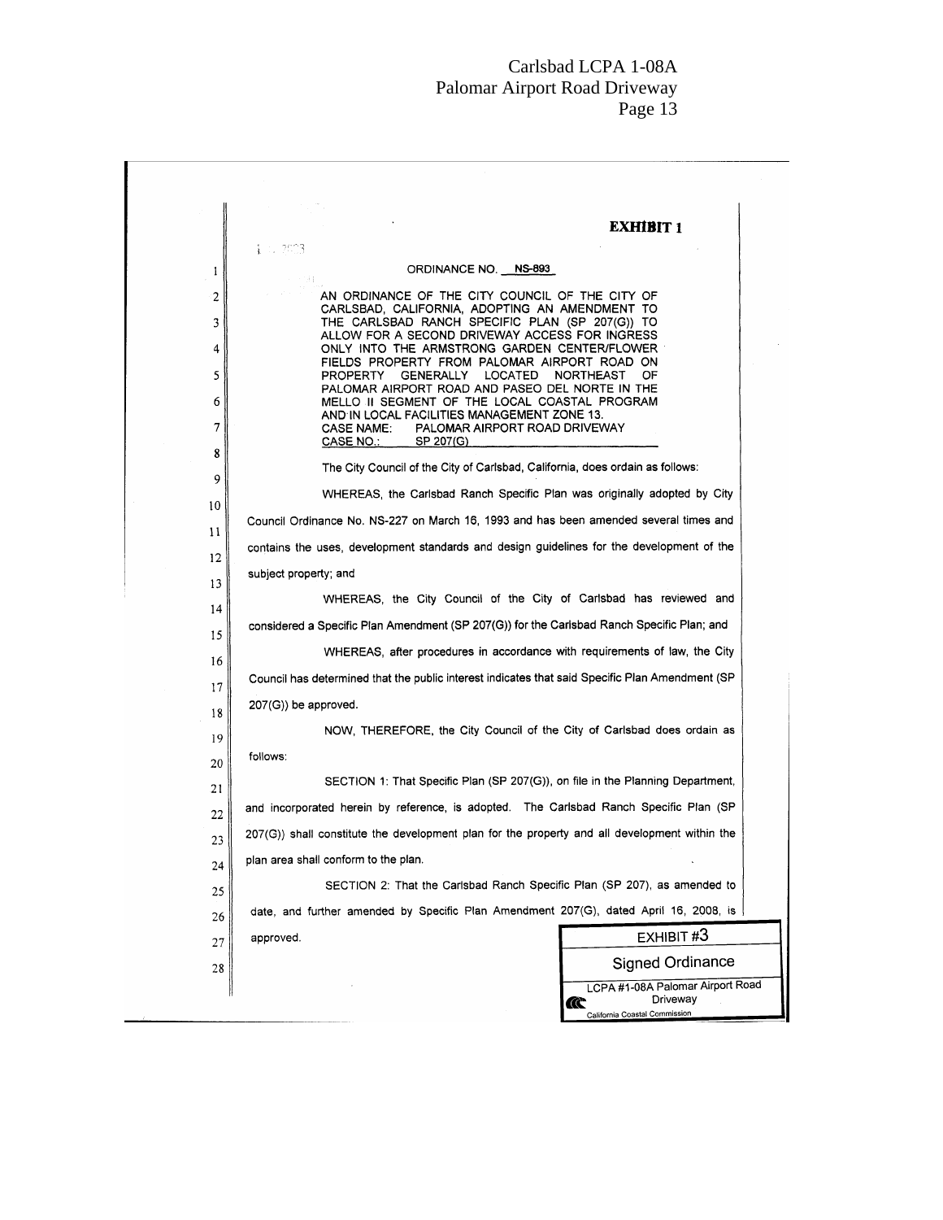**EXHIBIT 1**

ORDINANCE NO. NS-893

AN ORDINANCE OF THE CITY COUNCIL OF THE CITY OF CARLSBAD, CALIFORNIA, ADOPTING AN AMENDMENT TO THE CARLSBAD RANCH SPECIFIC PLAN (SP 207(G)) TO ALLOW FOR A SECOND DRIVEWAY ACCESS FOR INGRESS ONLY INTO THE ARMSTRONG GARDEN CENTER/FLOWER FIELDS PROPERTY FROM PALOMAR AIRPORT ROAD ON PROPERTY GENERALLY LOCATED NORTHEAST OF PALOMAR AIRPORT ROAD AND PASEO DEL NORTE IN THE MELLO II SEGMENT OF THE LOCAL COASTAL PROGRAM AND IN LOCAL FACILITIES MANAGEMENT ZONE 13.
CASE NAME: PALOMAR AIRPORT ROAD DRIVEWAY
CASE NO.: SP 207(G)

The City Council of the City of Carlsbad, California, does ordain as follows:

WHEREAS, the Carlsbad Ranch Specific Plan was originally adopted by City Council Ordinance No. NS-227 on March 16, 1993 and has been amended several times and contains the uses, development standards and design guidelines for the development of the subject property; and

WHEREAS, the City Council of the City of Carlsbad has reviewed and considered a Specific Plan Amendment (SP 207(G)) for the Carlsbad Ranch Specific Plan; and

WHEREAS, after procedures in accordance with requirements of law, the City Council has determined that the public interest indicates that said Specific Plan Amendment (SP 207(G)) be approved.

NOW, THEREFORE, the City Council of the City of Carlsbad does ordain as follows:

SECTION 1: That Specific Plan (SP 207(G)), on file in the Planning Department, and incorporated herein by reference, is adopted. The Carlsbad Ranch Specific Plan (SP 207(G)) shall constitute the development plan for the property and all development within the plan area shall conform to the plan.

SECTION 2: That the Carlsbad Ranch Specific Plan (SP 207), as amended to date, and further amended by Specific Plan Amendment 207(G), dated April 16, 2008, is approved.

EXHIBIT #3
Signed Ordinance
LCPA #1-08A Palomar Airport Road Driveway
California Coastal Commission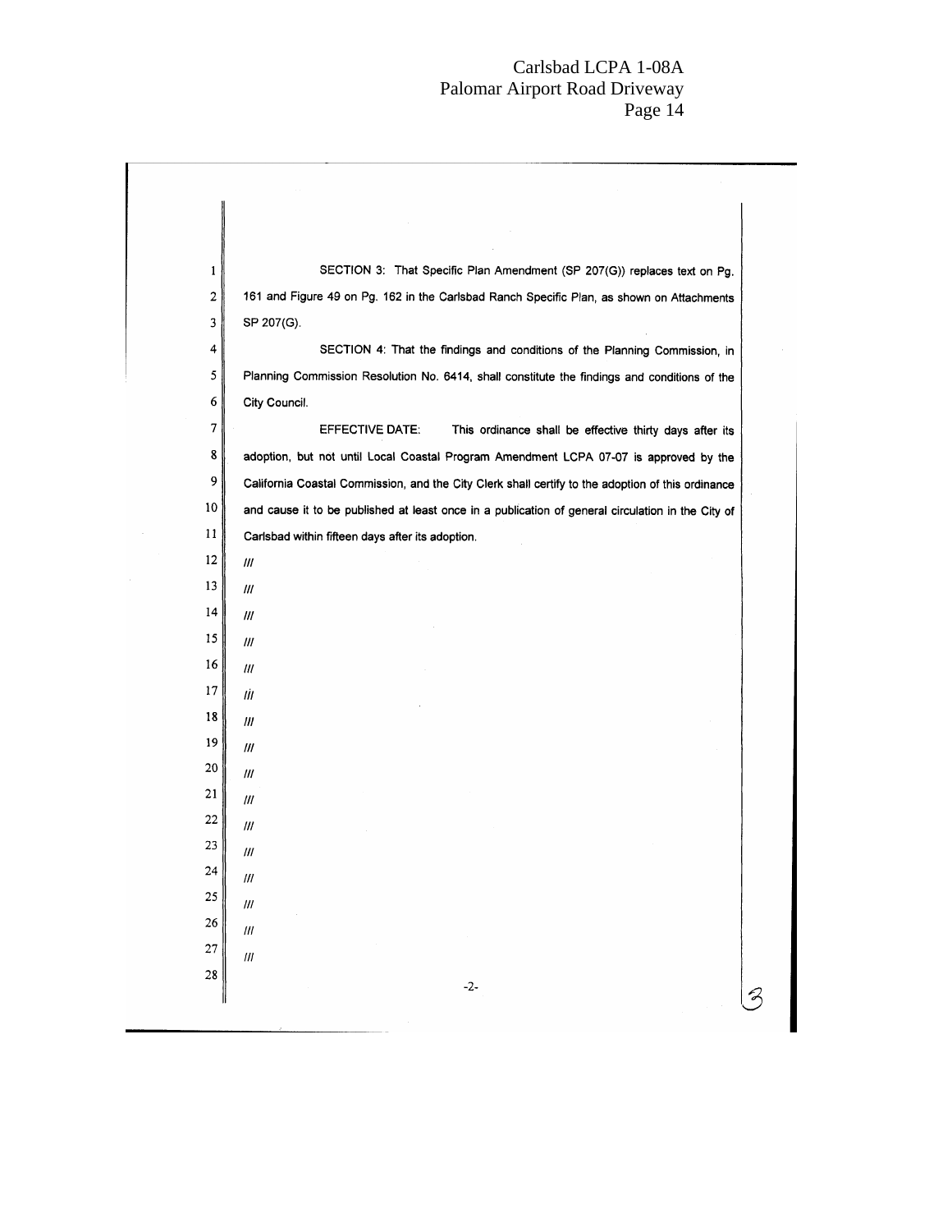SECTION 3: That Specific Plan Amendment (SP 207(G)) replaces text on Pg. 161 and Figure 49 on Pg. 162 in the Carlsbad Ranch Specific Plan, as shown on Attachments SP 207(G).

SECTION 4: That the findings and conditions of the Planning Commission, in Planning Commission Resolution No. 6414, shall constitute the findings and conditions of the City Council.

EFFECTIVE DATE: This ordinance shall be effective thirty days after its adoption, but not until Local Coastal Program Amendment LCPA 07-07 is approved by the California Coastal Commission, and the City Clerk shall certify to the adoption of this ordinance and cause it to be published at least once in a publication of general circulation in the City of Carlsbad within fifteen days after its adoption.

///

///

///

///

///

///

///

///

///

///

///

///

///

///

///

///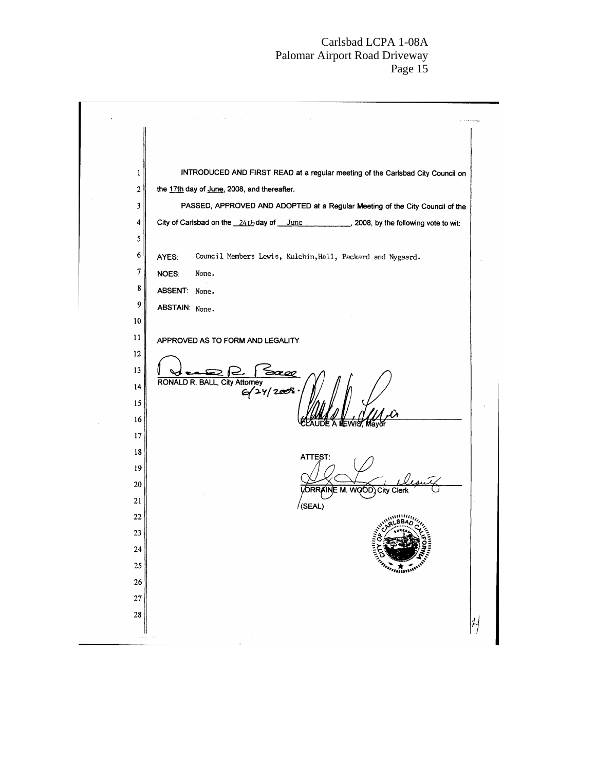INTRODUCED AND FIRST READ at a regular meeting of the Carlsbad City Council on the 17th day of June, 2008, and thereafter.

PASSED, APPROVED AND ADOPTED at a Regular Meeting of the City Council of the City of Carlsbad on the 24th day of June, 2008, by the following vote to wit:

AYES: Council Members Lewis, Kulchin, Hall, Packard and Nygaard.

NOES: None.

ABSENT: None.

ABSTAIN: None.

APPROVED AS TO FORM AND LEGALITY

RONALD R. BALL, City Attorney
6/24/2008.

CLAUDE A LEWIS, Mayor

ATTEST:

LORRAINE M. WOOD, City Clerk
Deputy

(SEAL)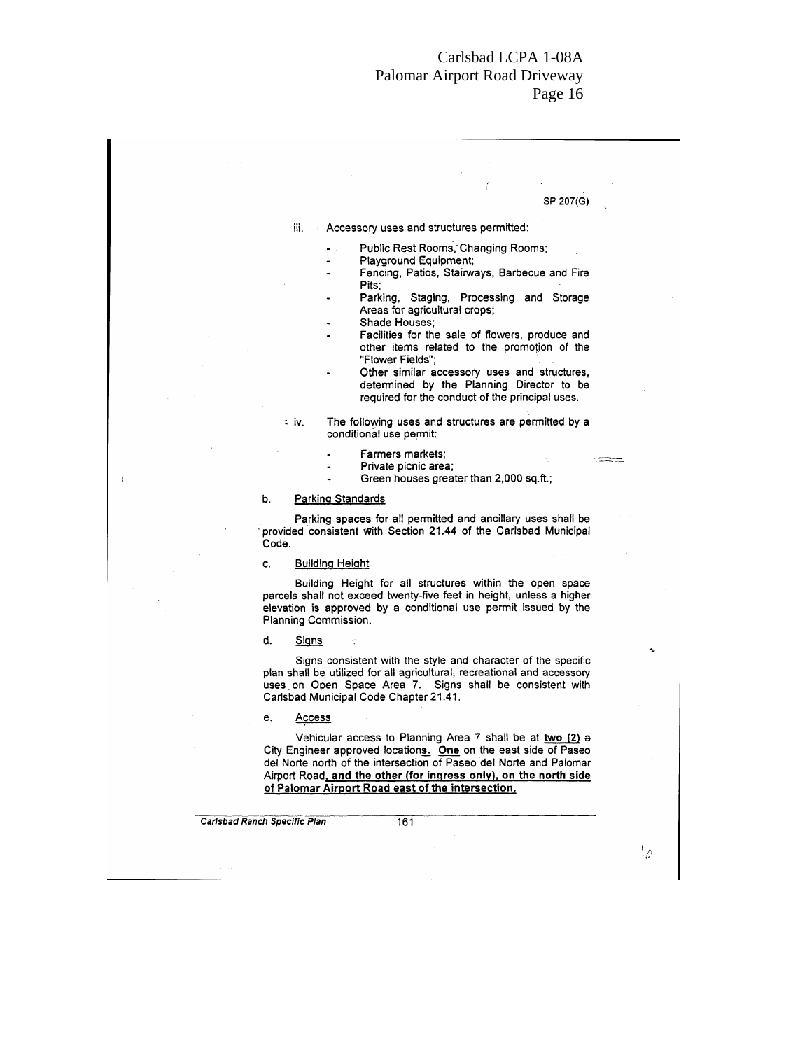SP 207(G)

iii. Accessory uses and structures permitted:

- Public Rest Rooms, Changing Rooms;
- Playground Equipment;
- Fencing, Patios, Stairways, Barbecue and Fire Pits;
- Parking, Staging, Processing and Storage Areas for agricultural crops;
- Shade Houses;
- Facilities for the sale of flowers, produce and other items related to the promotion of the "Flower Fields";
- Other similar accessory uses and structures, determined by the Planning Director to be required for the conduct of the principal uses.

iv. The following uses and structures are permitted by a conditional use permit:

- Farmers markets;
- Private picnic area;
- Green houses greater than 2,000 sq.ft.;

b. Parking Standards

Parking spaces for all permitted and ancillary uses shall be provided consistent with Section 21.44 of the Carlsbad Municipal Code.

c. Building Height

Building Height for all structures within the open space parcels shall not exceed twenty-five feet in height, unless a higher elevation is approved by a conditional use permit issued by the Planning Commission.

d. Signs

Signs consistent with the style and character of the specific plan shall be utilized for all agricultural, recreational and accessory uses on Open Space Area 7. Signs shall be consistent with Carlsbad Municipal Code Chapter 21.41.

e. Access

Vehicular access to Planning Area 7 shall be at **two (2)** a City Engineer approved location**s**. **One** on the east side of Paseo del Norte north of the intersection of Paseo del Norte and Palomar Airport Road**, and the other (for ingress only), on the north side of Palomar Airport Road east of the intersection.**

*Carlsbad Ranch Specific Plan* 161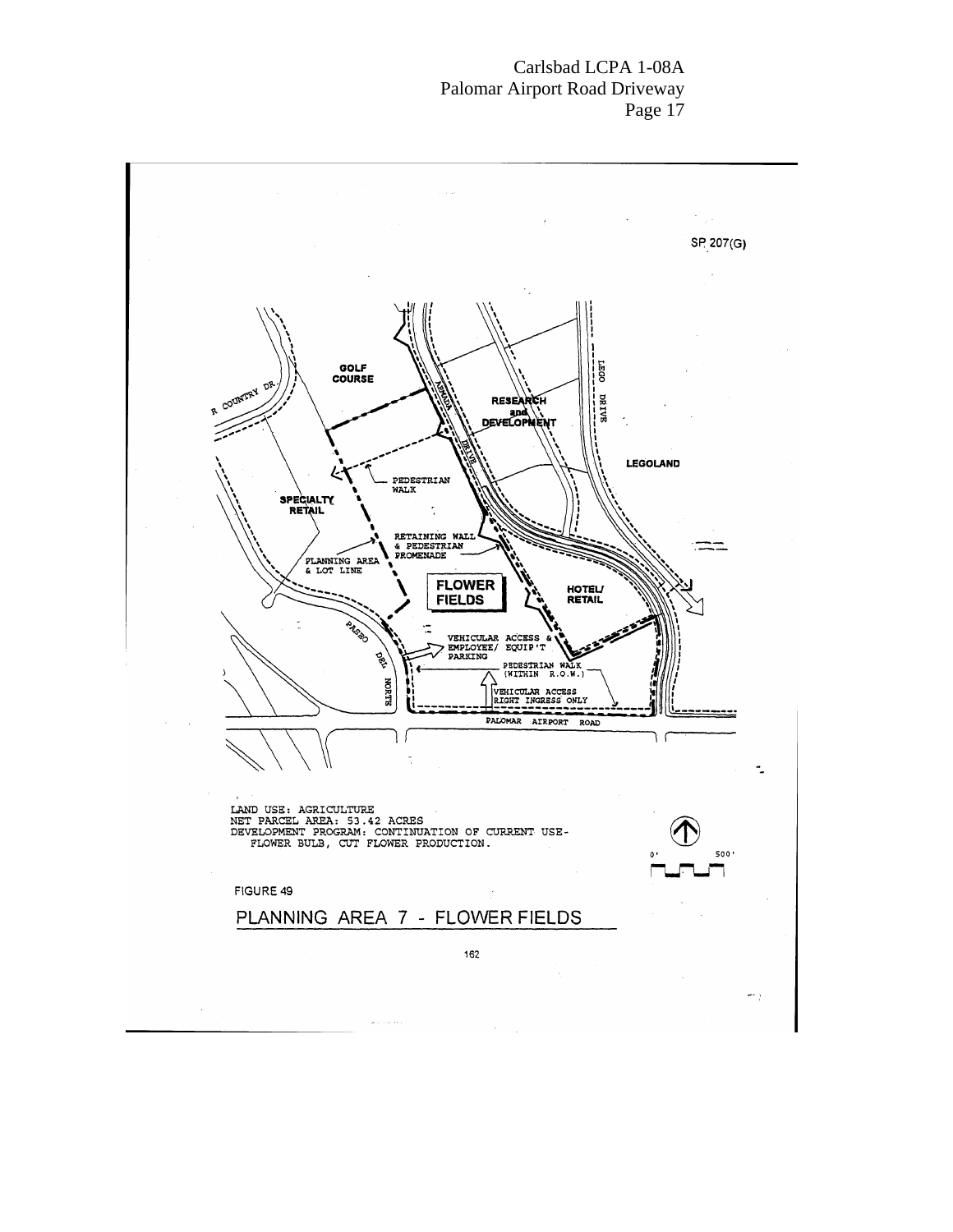SP 207(G)

GOLF COURSE

R COUNTRY DR.

RESEARCH and DEVELOPMENT

LEGO DRIVE

ARMADA DRIVE

LEGOLAND

PEDESTRIAN WALK

SPECIALTY RETAIL

RETAINING WALL & PEDESTRIAN PROMENADE

PLANNING AREA & LOT LINE

FLOWER FIELDS

HOTEL/ RETAIL

PASEO DEL NORTE

VEHICULAR ACCESS & EMPLOYEE/ EQUIP'T PARKING

PEDESTRIAN WALK (WITHIN R.O.W.)

VEHICULAR ACCESS RIGHT INGRESS ONLY

PALOMAR AIRPORT ROAD

LAND USE: AGRICULTURE
NET PARCEL AREA: 53.42 ACRES
DEVELOPMENT PROGRAM: CONTINUATION OF CURRENT USE- FLOWER BULB, CUT FLOWER PRODUCTION.

0' 500'

FIGURE 49

PLANNING AREA 7 - FLOWER FIELDS

162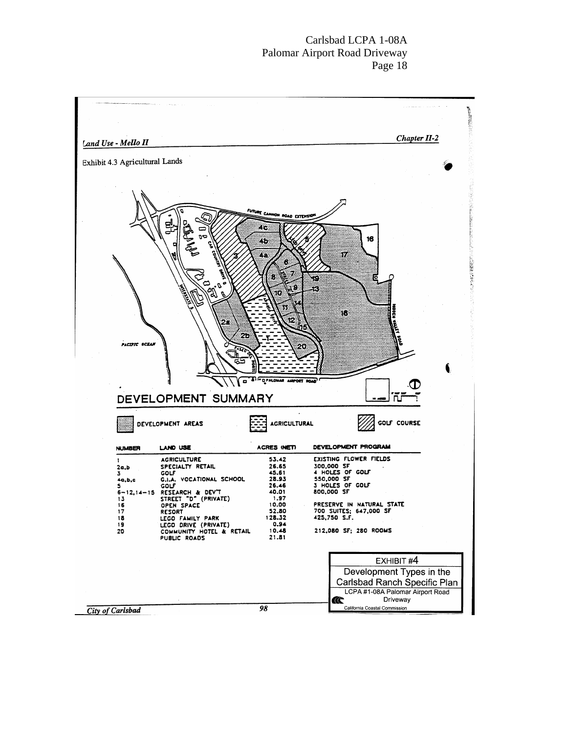*Land Use - Mello II* *Chapter II-2*

Exhibit 4.3 Agricultural Lands

FUTURE CANNON ROAD EXTENSION

PACIFIC OCEAN

INTERSTATE 5

CAR COUNTRY DRIVE

PASEO DEL NORTE

PALOMAR AIRPORT ROAD

HIDDEN VALLEY ROAD

## DEVELOPMENT SUMMARY

DEVELOPMENT AREAS | AGRICULTURAL | GOLF COURSE

| NUMBER | LAND USE | ACRES (NET) | DEVELOPMENT PROGRAM |
|---|---|---|---|
| 1 | AGRICULTURE | 53.42 | EXISTING FLOWER FIELDS |
| 2a,b | SPECIALTY RETAIL | 26.65 | 300,000 SF |
| 3 | GOLF | 45.61 | 4 HOLES OF GOLF |
| 4a,b,c | G.I.A. VOCATIONAL SCHOOL | 28.93 | 550,000 SF |
| 5 | GOLF | 26.46 | 3 HOLES OF GOLF |
| 6-12,14-15 | RESEARCH & DEV'T | 40.01 | 800,000 SF |
| 13 | STREET "D" (PRIVATE) | 1.97 | |
| 16 | OPEN SPACE | 10.00 | PRESERVE IN NATURAL STATE |
| 17 | RESORT | 52.80 | 700 SUITES; 647,000 SF |
| 18 | LEGO FAMILY PARK | 128.32 | 425,750 S.F. |
| 19 | LEGO DRIVE (PRIVATE) | 0.94 | |
| 20 | COMMUNITY HOTEL & RETAIL | 10.48 | 212,080 SF; 280 ROOMS |
| | PUBLIC ROADS | 21.81 | |

EXHIBIT #4
Development Types in the Carlsbad Ranch Specific Plan
LCPA #1-08A Palomar Airport Road Driveway
California Coastal Commission

*City of Carlsbad*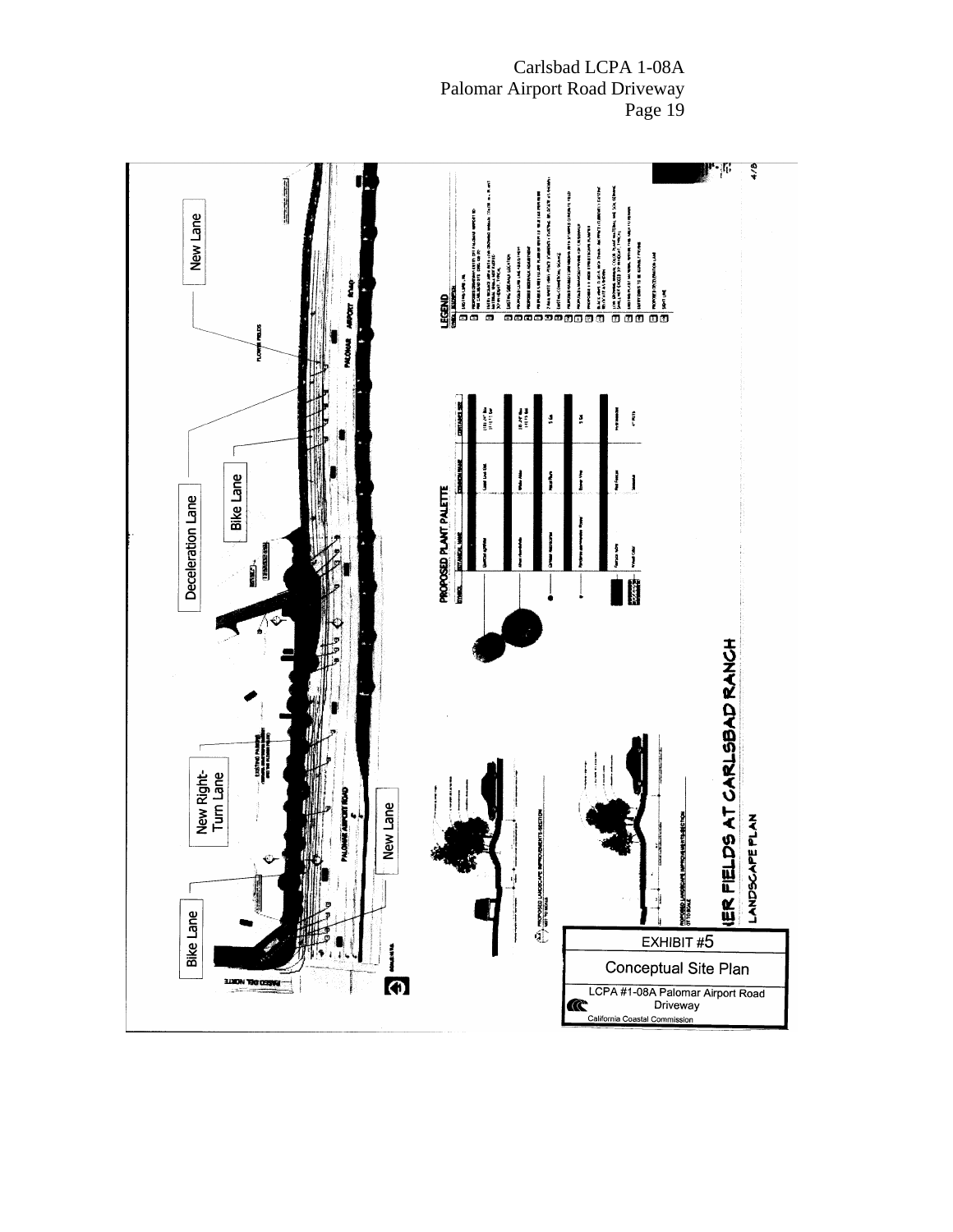New Lane

Deceleration Lane

Bike Lane

New Right-Turn Lane

Bike Lane

New Lane

PALOMAR AIRPORT ROAD

PASEO DEL NORTE

PROPOSED PLANT PALETTE

LEGEND

PROPOSED LANDSCAPE IMPROVEMENTS SECTION

FLOWER FIELDS AT CARLSBAD RANCH

LANDSCAPE PLAN

EXHIBIT #5

Conceptual Site Plan

LCPA #1-08A Palomar Airport Road Driveway

California Coastal Commission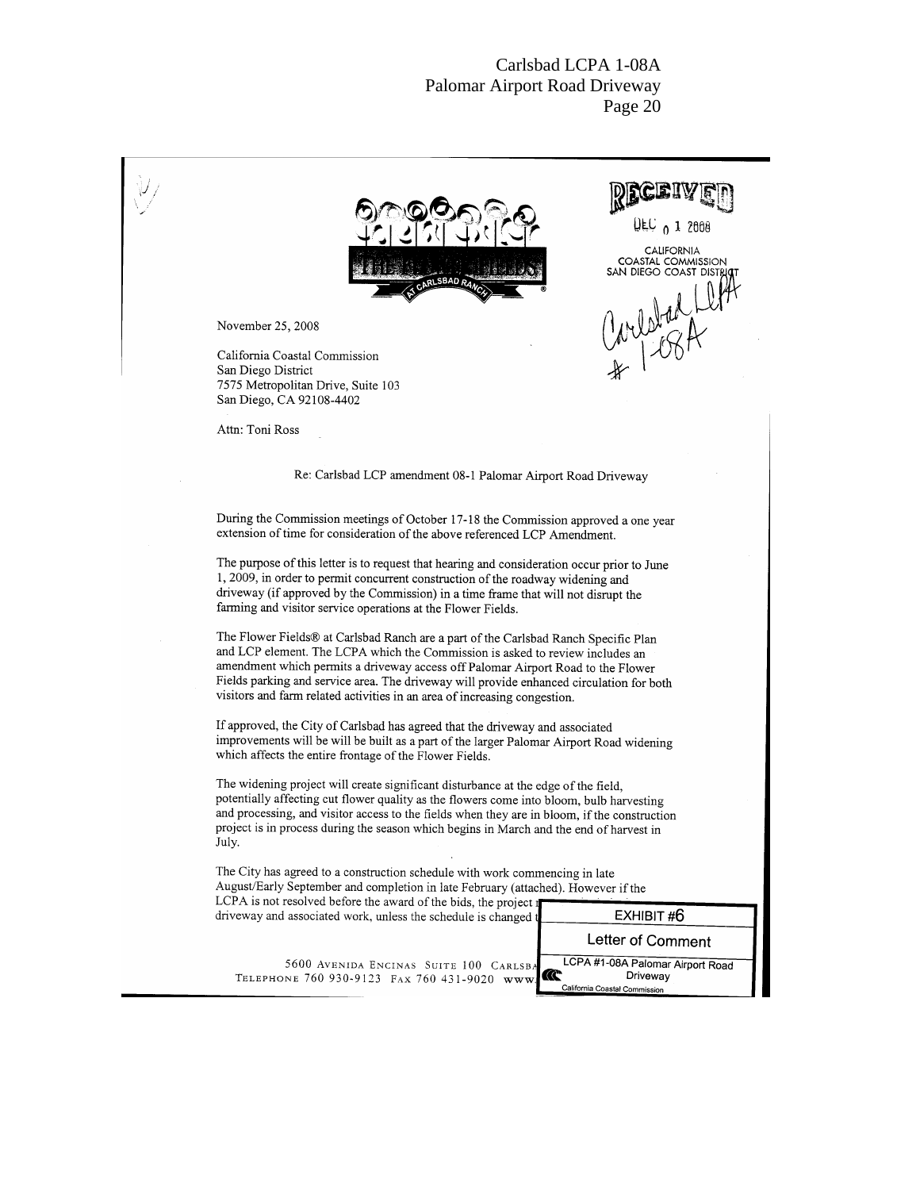RECEIVED

DEC 01 2008

CALIFORNIA
COASTAL COMMISSION
SAN DIEGO COAST DISTRICT

Carlsbad LCPA
# 1-08A

November 25, 2008

California Coastal Commission
San Diego District
7575 Metropolitan Drive, Suite 103
San Diego, CA 92108-4402

Attn: Toni Ross

Re: Carlsbad LCP amendment 08-1 Palomar Airport Road Driveway

During the Commission meetings of October 17-18 the Commission approved a one year extension of time for consideration of the above referenced LCP Amendment.

The purpose of this letter is to request that hearing and consideration occur prior to June 1, 2009, in order to permit concurrent construction of the roadway widening and driveway (if approved by the Commission) in a time frame that will not disrupt the farming and visitor service operations at the Flower Fields.

The Flower Fields® at Carlsbad Ranch are a part of the Carlsbad Ranch Specific Plan and LCP element. The LCPA which the Commission is asked to review includes an amendment which permits a driveway access off Palomar Airport Road to the Flower Fields parking and service area. The driveway will provide enhanced circulation for both visitors and farm related activities in an area of increasing congestion.

If approved, the City of Carlsbad has agreed that the driveway and associated improvements will be will be built as a part of the larger Palomar Airport Road widening which affects the entire frontage of the Flower Fields.

The widening project will create significant disturbance at the edge of the field, potentially affecting cut flower quality as the flowers come into bloom, bulb harvesting and processing, and visitor access to the fields when they are in bloom, if the construction project is in process during the season which begins in March and the end of harvest in July.

The City has agreed to a construction schedule with work commencing in late August/Early September and completion in late February (attached). However if the LCPA is not resolved before the award of the bids, the project [...] driveway and associated work, unless the schedule is changed [...]

5600 Avenida Encinas Suite 100 Carlsba[...]
Telephone 760 930-9123 Fax 760 431-9020 www.[...]

EXHIBIT #6
Letter of Comment
LCPA #1-08A Palomar Airport Road Driveway
California Coastal Commission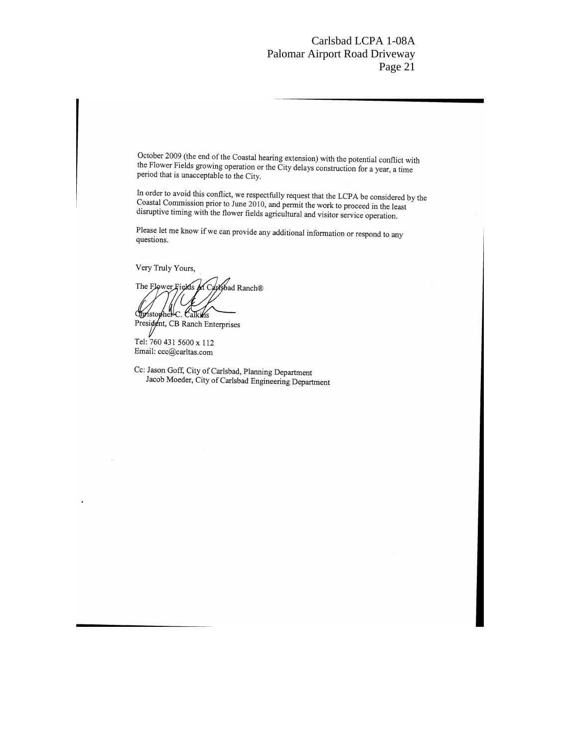October 2009 (the end of the Coastal hearing extension) with the potential conflict with the Flower Fields growing operation or the City delays construction for a year, a time period that is unacceptable to the City.

In order to avoid this conflict, we respectfully request that the LCPA be considered by the Coastal Commission prior to June 2010, and permit the work to proceed in the least disruptive timing with the flower fields agricultural and visitor service operation.

Please let me know if we can provide any additional information or respond to any questions.

Very Truly Yours,

The Flower Fields At Carlsbad Ranch®

Christopher C. Calkins
President, CB Ranch Enterprises

Tel: 760 431 5600 x 112
Email: ccc@carltas.com

Cc: Jason Goff, City of Carlsbad, Planning Department
Jacob Moeder, City of Carlsbad Engineering Department